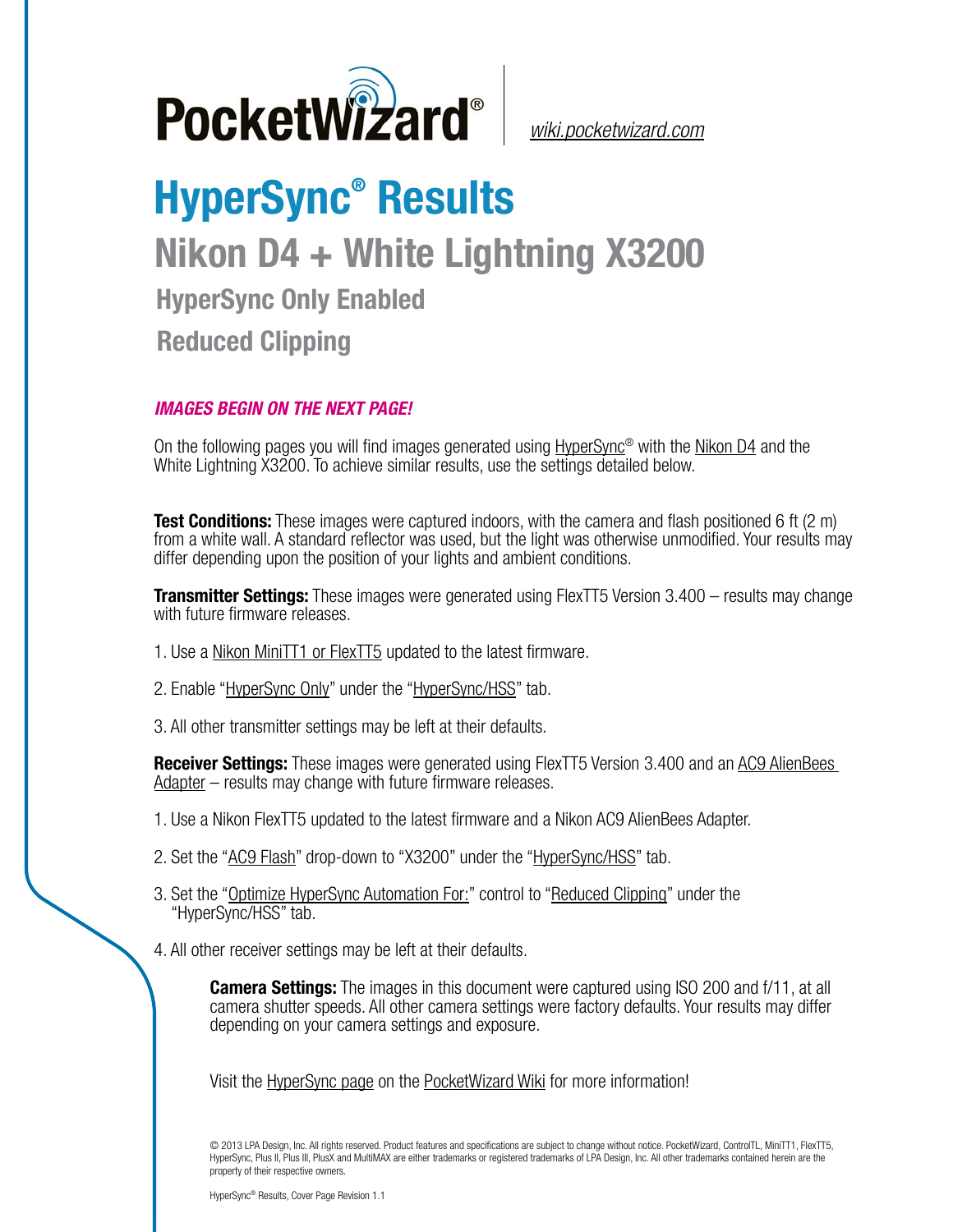PocketWizard® wiki.pocketwizard.com

# HyperSync® Results

## Nikon D4 + White Lightning X3200

### HyperSync Only Enabled

### Reduced Clipping

***IMAGES BEGIN ON THE NEXT PAGE!***

On the following pages you will find images generated using HyperSync® with the Nikon D4 and the White Lightning X3200. To achieve similar results, use the settings detailed below.

**Test Conditions:** These images were captured indoors, with the camera and flash positioned 6 ft (2 m) from a white wall. A standard reflector was used, but the light was otherwise unmodified. Your results may differ depending upon the position of your lights and ambient conditions.

**Transmitter Settings:** These images were generated using FlexTT5 Version 3.400 – results may change with future firmware releases.

1. Use a Nikon MiniTT1 or FlexTT5 updated to the latest firmware.
2. Enable "HyperSync Only" under the "HyperSync/HSS" tab.
3. All other transmitter settings may be left at their defaults.

**Receiver Settings:** These images were generated using FlexTT5 Version 3.400 and an AC9 AlienBees Adapter – results may change with future firmware releases.

1. Use a Nikon FlexTT5 updated to the latest firmware and a Nikon AC9 AlienBees Adapter.
2. Set the "AC9 Flash" drop-down to "X3200" under the "HyperSync/HSS" tab.
3. Set the "Optimize HyperSync Automation For:" control to "Reduced Clipping" under the "HyperSync/HSS" tab.
4. All other receiver settings may be left at their defaults.

**Camera Settings:** The images in this document were captured using ISO 200 and f/11, at all camera shutter speeds. All other camera settings were factory defaults. Your results may differ depending on your camera settings and exposure.

Visit the HyperSync page on the PocketWizard Wiki for more information!

© 2013 LPA Design, Inc. All rights reserved. Product features and specifications are subject to change without notice. PocketWizard, ControlTL, MiniTT1, FlexTT5, HyperSync, Plus II, Plus III, PlusX and MultiMAX are either trademarks or registered trademarks of LPA Design, Inc. All other trademarks contained herein are the property of their respective owners.

HyperSync® Results, Cover Page Revision 1.1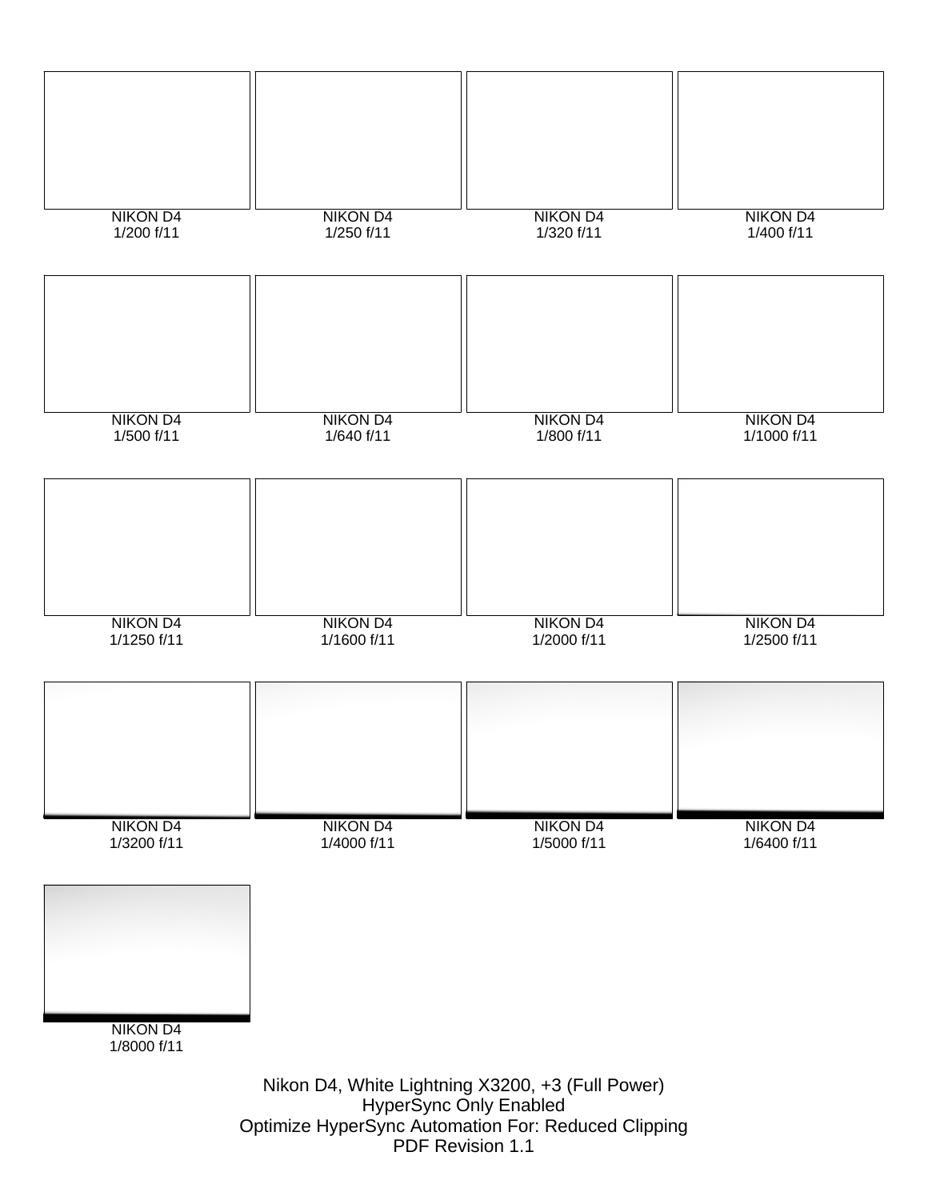NIKON D4
1/200 f/11

NIKON D4
1/250 f/11

NIKON D4
1/320 f/11

NIKON D4
1/400 f/11

NIKON D4
1/500 f/11

NIKON D4
1/640 f/11

NIKON D4
1/800 f/11

NIKON D4
1/1000 f/11

NIKON D4
1/1250 f/11

NIKON D4
1/1600 f/11

NIKON D4
1/2000 f/11

NIKON D4
1/2500 f/11

NIKON D4
1/3200 f/11

NIKON D4
1/4000 f/11

NIKON D4
1/5000 f/11

NIKON D4
1/6400 f/11

NIKON D4
1/8000 f/11

Nikon D4, White Lightning X3200, +3 (Full Power)
HyperSync Only Enabled
Optimize HyperSync Automation For: Reduced Clipping
PDF Revision 1.1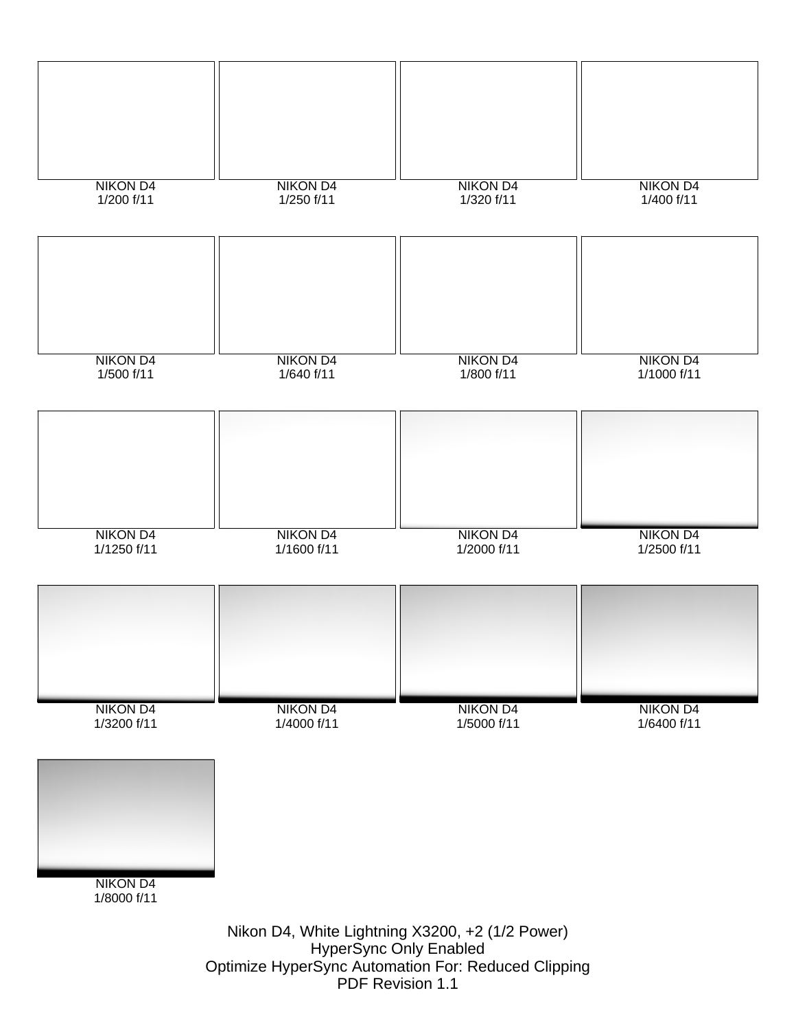NIKON D4
1/200 f/11

NIKON D4
1/250 f/11

NIKON D4
1/320 f/11

NIKON D4
1/400 f/11

NIKON D4
1/500 f/11

NIKON D4
1/640 f/11

NIKON D4
1/800 f/11

NIKON D4
1/1000 f/11

NIKON D4
1/1250 f/11

NIKON D4
1/1600 f/11

NIKON D4
1/2000 f/11

NIKON D4
1/2500 f/11

NIKON D4
1/3200 f/11

NIKON D4
1/4000 f/11

NIKON D4
1/5000 f/11

NIKON D4
1/6400 f/11

NIKON D4
1/8000 f/11

Nikon D4, White Lightning X3200, +2 (1/2 Power)
HyperSync Only Enabled
Optimize HyperSync Automation For: Reduced Clipping
PDF Revision 1.1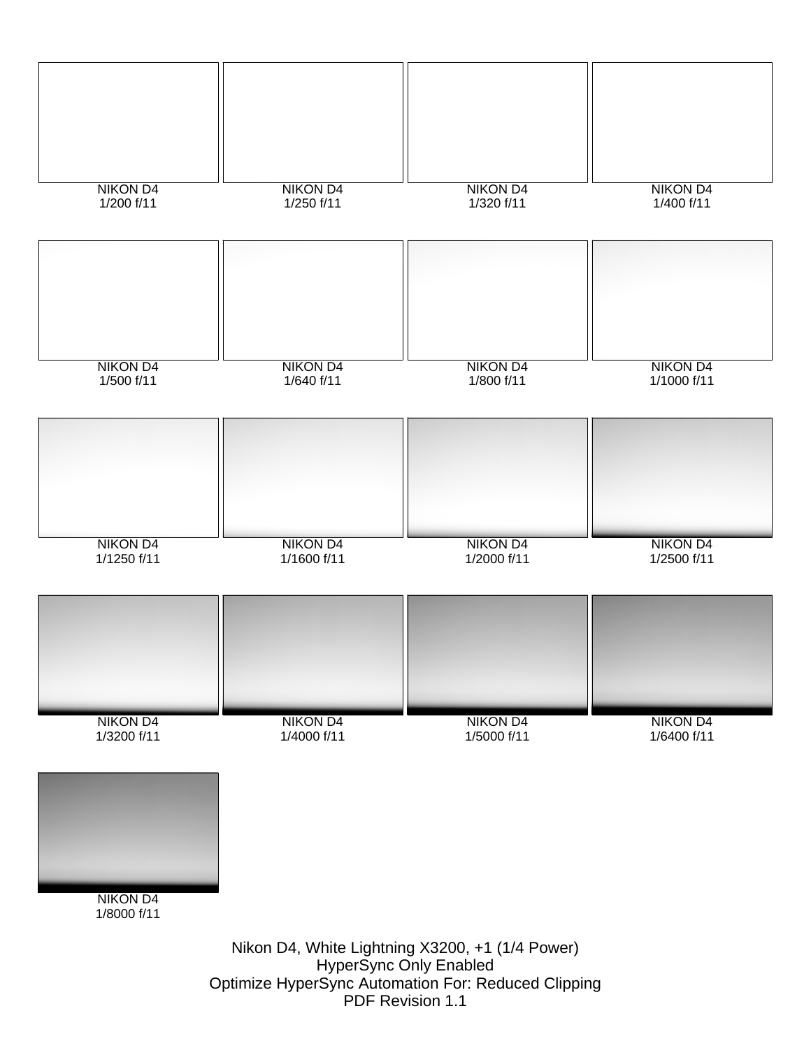NIKON D4
1/200 f/11

NIKON D4
1/250 f/11

NIKON D4
1/320 f/11

NIKON D4
1/400 f/11

NIKON D4
1/500 f/11

NIKON D4
1/640 f/11

NIKON D4
1/800 f/11

NIKON D4
1/1000 f/11

NIKON D4
1/1250 f/11

NIKON D4
1/1600 f/11

NIKON D4
1/2000 f/11

NIKON D4
1/2500 f/11

NIKON D4
1/3200 f/11

NIKON D4
1/4000 f/11

NIKON D4
1/5000 f/11

NIKON D4
1/6400 f/11

NIKON D4
1/8000 f/11

Nikon D4, White Lightning X3200, +1 (1/4 Power)
HyperSync Only Enabled
Optimize HyperSync Automation For: Reduced Clipping
PDF Revision 1.1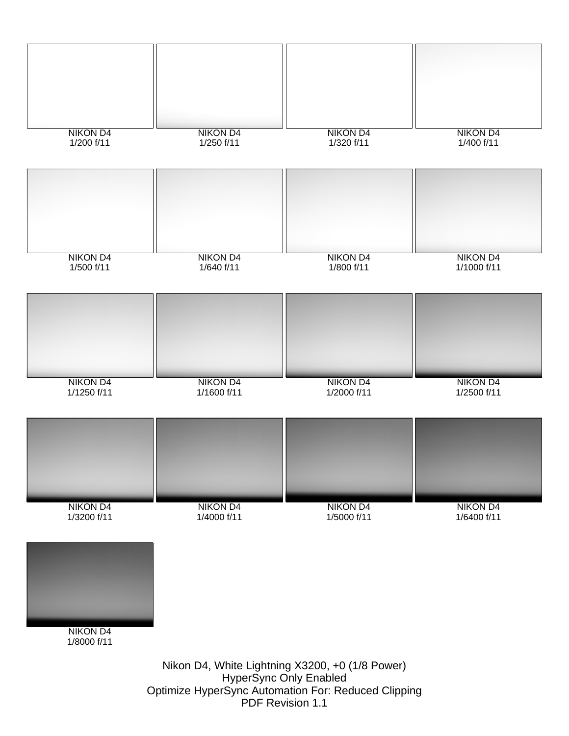NIKON D4
1/200 f/11

NIKON D4
1/250 f/11

NIKON D4
1/320 f/11

NIKON D4
1/400 f/11

NIKON D4
1/500 f/11

NIKON D4
1/640 f/11

NIKON D4
1/800 f/11

NIKON D4
1/1000 f/11

NIKON D4
1/1250 f/11

NIKON D4
1/1600 f/11

NIKON D4
1/2000 f/11

NIKON D4
1/2500 f/11

NIKON D4
1/3200 f/11

NIKON D4
1/4000 f/11

NIKON D4
1/5000 f/11

NIKON D4
1/6400 f/11

NIKON D4
1/8000 f/11

Nikon D4, White Lightning X3200, +0 (1/8 Power)
HyperSync Only Enabled
Optimize HyperSync Automation For: Reduced Clipping
PDF Revision 1.1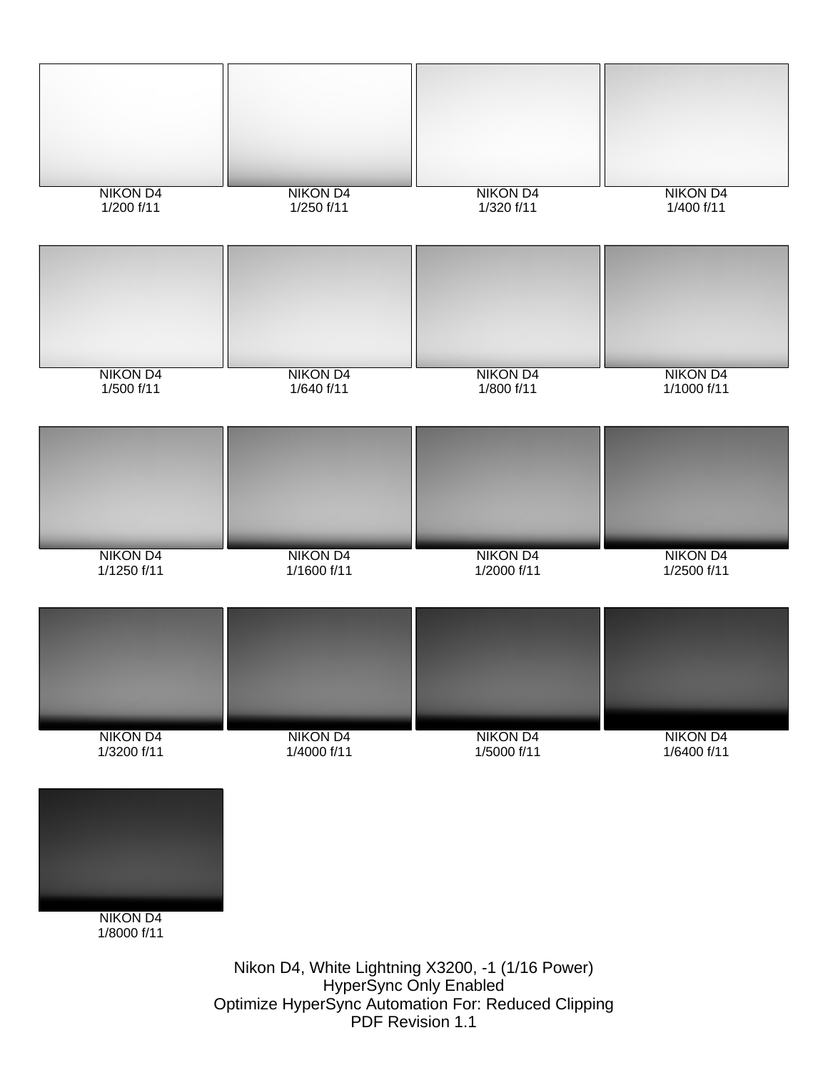NIKON D4
1/200 f/11

NIKON D4
1/250 f/11

NIKON D4
1/320 f/11

NIKON D4
1/400 f/11

NIKON D4
1/500 f/11

NIKON D4
1/640 f/11

NIKON D4
1/800 f/11

NIKON D4
1/1000 f/11

NIKON D4
1/1250 f/11

NIKON D4
1/1600 f/11

NIKON D4
1/2000 f/11

NIKON D4
1/2500 f/11

NIKON D4
1/3200 f/11

NIKON D4
1/4000 f/11

NIKON D4
1/5000 f/11

NIKON D4
1/6400 f/11

NIKON D4
1/8000 f/11

Nikon D4, White Lightning X3200, -1 (1/16 Power)
HyperSync Only Enabled
Optimize HyperSync Automation For: Reduced Clipping
PDF Revision 1.1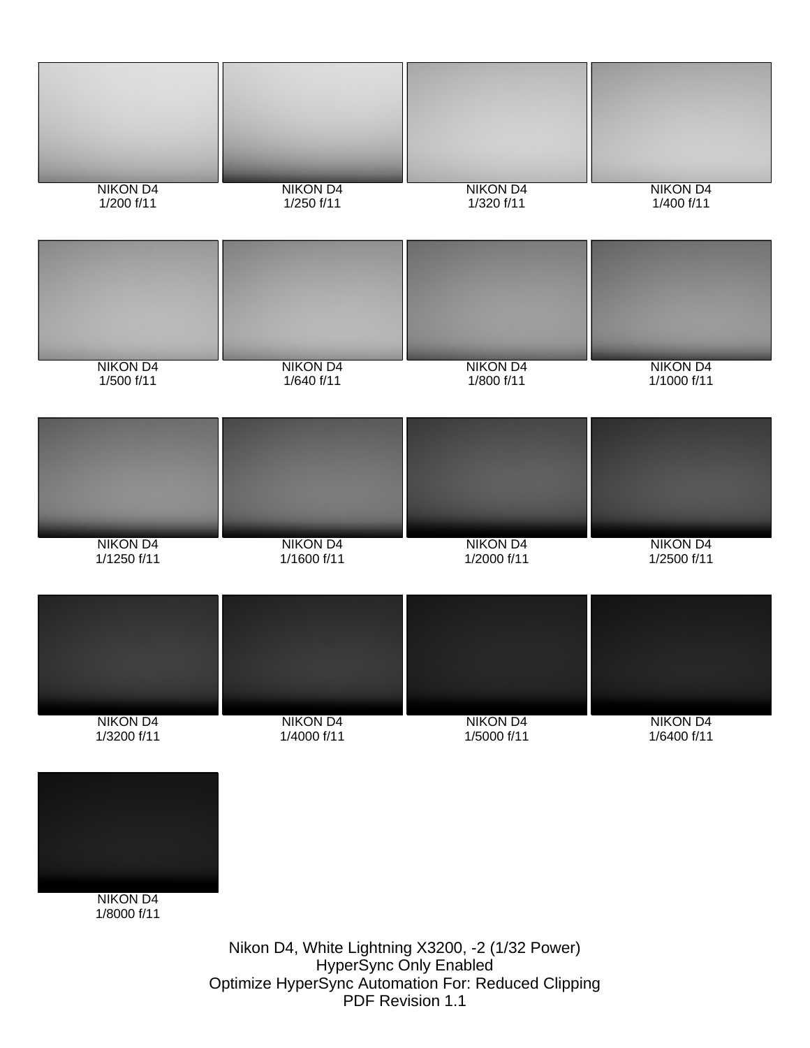NIKON D4
1/200 f/11

NIKON D4
1/250 f/11

NIKON D4
1/320 f/11

NIKON D4
1/400 f/11

NIKON D4
1/500 f/11

NIKON D4
1/640 f/11

NIKON D4
1/800 f/11

NIKON D4
1/1000 f/11

NIKON D4
1/1250 f/11

NIKON D4
1/1600 f/11

NIKON D4
1/2000 f/11

NIKON D4
1/2500 f/11

NIKON D4
1/3200 f/11

NIKON D4
1/4000 f/11

NIKON D4
1/5000 f/11

NIKON D4
1/6400 f/11

NIKON D4
1/8000 f/11

Nikon D4, White Lightning X3200, -2 (1/32 Power)
HyperSync Only Enabled
Optimize HyperSync Automation For: Reduced Clipping
PDF Revision 1.1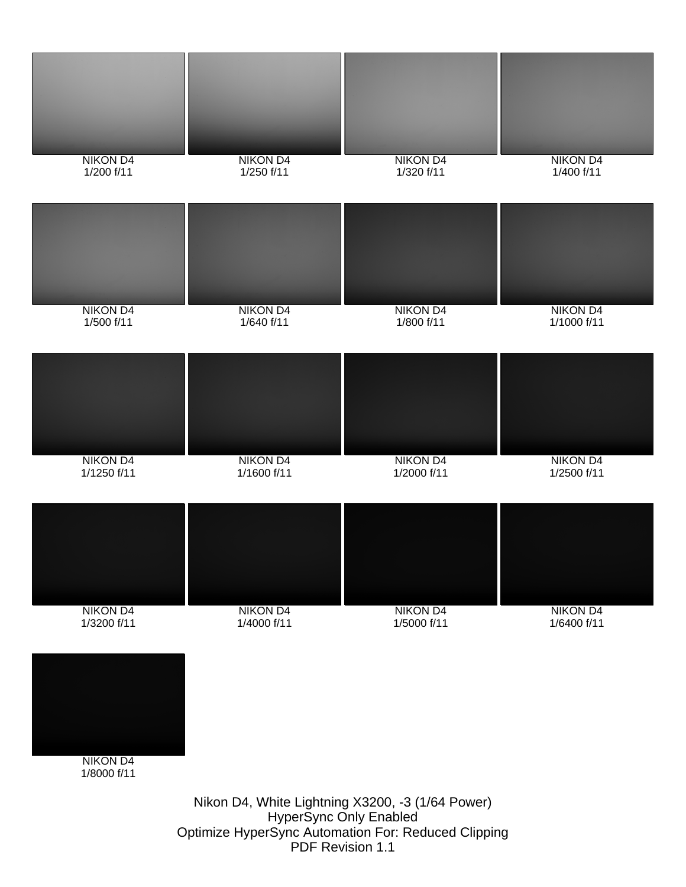NIKON D4
1/200 f/11

NIKON D4
1/250 f/11

NIKON D4
1/320 f/11

NIKON D4
1/400 f/11

NIKON D4
1/500 f/11

NIKON D4
1/640 f/11

NIKON D4
1/800 f/11

NIKON D4
1/1000 f/11

NIKON D4
1/1250 f/11

NIKON D4
1/1600 f/11

NIKON D4
1/2000 f/11

NIKON D4
1/2500 f/11

NIKON D4
1/3200 f/11

NIKON D4
1/4000 f/11

NIKON D4
1/5000 f/11

NIKON D4
1/6400 f/11

NIKON D4
1/8000 f/11

Nikon D4, White Lightning X3200, -3 (1/64 Power)
HyperSync Only Enabled
Optimize HyperSync Automation For: Reduced Clipping
PDF Revision 1.1